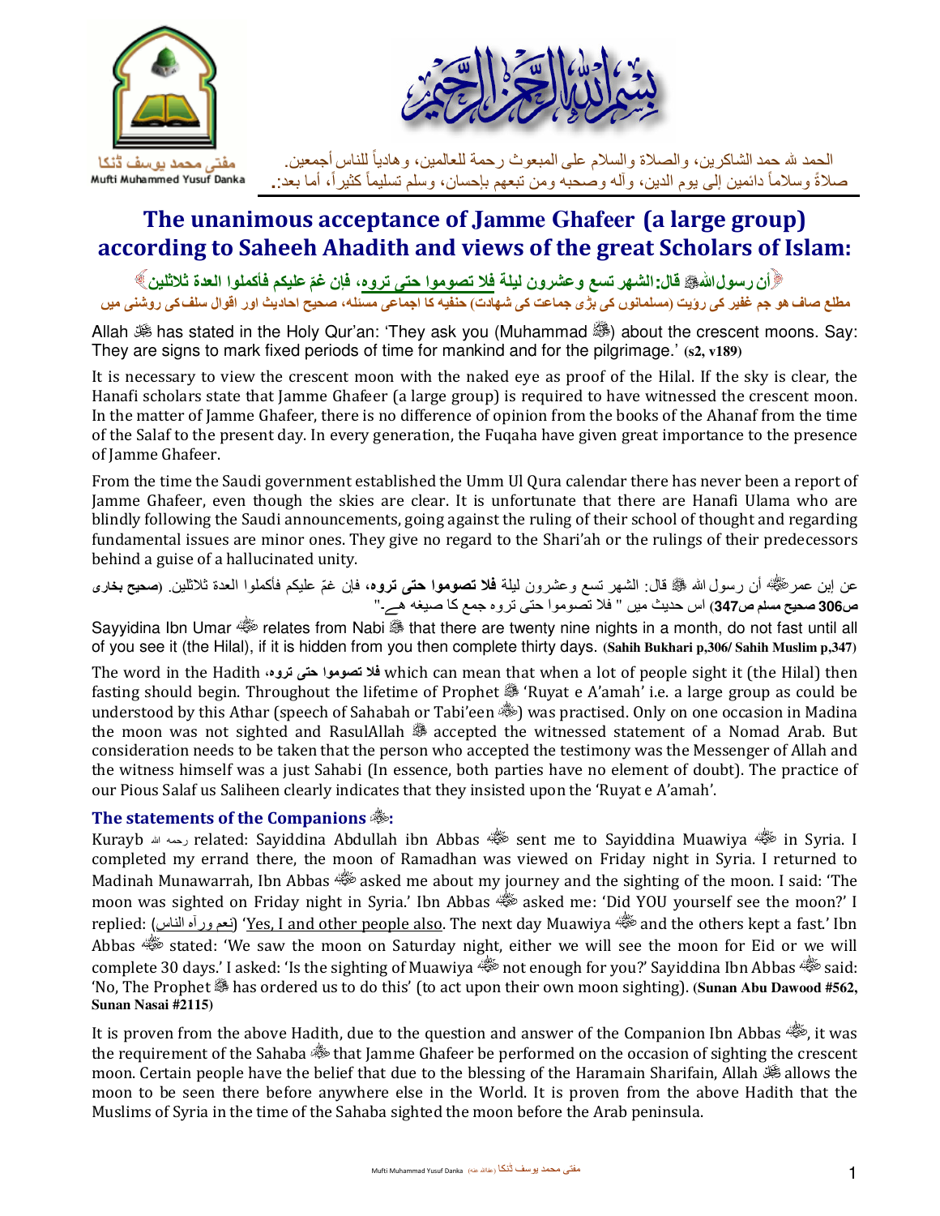مفتی محمد یوسف ڈنکا
Mufti Muhammed Yusuf Danka

الحمد لله حمد الشاكرين، والصلاة والسلام على المبعوث رحمة للعالمين، وهادياً للناس أجمعين.
صلاةً وسلاماً دائمين إلى يوم الدين، وآله وصحبه ومن تبعهم بإحسان، وسلم تسليماً كثيراً، أما بعد:.

# The unanimous acceptance of Jamme Ghafeer (a large group) according to Saheeh Ahadith and views of the great Scholars of Islam:

﴿أن رسول الله ﷺ قال: الشهر تسع وعشرون ليلة **فلا تصوموا حتى تروه**، فإن غمّ عليكم فأكملوا العدة ثلاثين﴾

مطلع صاف ہو جم غفیر کی رؤیت (مسلمانوں کی بڑی جماعت کی شہادت) حنفیہ کا اجماعی مسئلہ، صحیح احادیث اور اقوال سلف کی روشنی میں

Allah ﷻ has stated in the Holy Qur'an: 'They ask you (Muhammad ﷺ) about the crescent moons. Say: They are signs to mark fixed periods of time for mankind and for the pilgrimage.' **(s2, v189)**

It is necessary to view the crescent moon with the naked eye as proof of the Hilal. If the sky is clear, the Hanafi scholars state that Jamme Ghafeer (a large group) is required to have witnessed the crescent moon. In the matter of Jamme Ghafeer, there is no difference of opinion from the books of the Ahanaf from the time of the Salaf to the present day. In every generation, the Fuqaha have given great importance to the presence of Jamme Ghafeer.

From the time the Saudi government established the Umm Ul Qura calendar there has never been a report of Jamme Ghafeer, even though the skies are clear. It is unfortunate that there are Hanafi Ulama who are blindly following the Saudi announcements, going against the ruling of their school of thought and regarding fundamental issues are minor ones. They give no regard to the Shari'ah or the rulings of their predecessors behind a guise of a hallucinated unity.

عن إبن عمر ﷺ أن رسول الله ﷺ قال: الشهر تسع وعشرون ليلة **فلا تصوموا حتى تروه**، فإن غمّ عليكم فأكملوا العدة ثلاثين. **(صحیح بخاری ص306 صحیح مسلم ص347)** اس حدیث میں " فلا تصوموا حتی تروہ جمع کا صیغہ ہے۔"

Sayyidina Ibn Umar ﷺ relates from Nabi ﷺ that there are twenty nine nights in a month, do not fast until all of you see it (the Hilal), if it is hidden from you then complete thirty days. **(Sahih Bukhari p,306/ Sahih Muslim p,347)**

The word in the Hadith **فلا تصوموا حتى تروه،** which can mean that when a lot of people sight it (the Hilal) then fasting should begin. Throughout the lifetime of Prophet ﷺ 'Ruyat e A'amah' i.e. a large group as could be understood by this Athar (speech of Sahabah or Tabi'een ﷺ) was practised. Only on one occasion in Madina the moon was not sighted and RasulAllah ﷺ accepted the witnessed statement of a Nomad Arab. But consideration needs to be taken that the person who accepted the testimony was the Messenger of Allah and the witness himself was a just Sahabi (In essence, both parties have no element of doubt). The practice of our Pious Salaf us Saliheen clearly indicates that they insisted upon the 'Ruyat e A'amah'.

### The statements of the Companions ﷺ:

Kurayb رحمه الله related: Sayiddina Abdullah ibn Abbas ﷺ sent me to Sayiddina Muawiya ﷺ in Syria. I completed my errand there, the moon of Ramadhan was viewed on Friday night in Syria. I returned to Madinah Munawarrah, Ibn Abbas ﷺ asked me about my journey and the sighting of the moon. I said: 'The moon was sighted on Friday night in Syria.' Ibn Abbas ﷺ asked me: 'Did YOU yourself see the moon?' I replied: (نعم ورآه الناس) 'Yes, I and other people also. The next day Muawiya ﷺ and the others kept a fast.' Ibn Abbas ﷺ stated: 'We saw the moon on Saturday night, either we will see the moon for Eid or we will complete 30 days.' I asked: 'Is the sighting of Muawiya ﷺ not enough for you?' Sayiddina Ibn Abbas ﷺ said: 'No, The Prophet ﷺ has ordered us to do this' (to act upon their own moon sighting). **(Sunan Abu Dawood #562, Sunan Nasai #2115)**

It is proven from the above Hadith, due to the question and answer of the Companion Ibn Abbas ﷺ, it was the requirement of the Sahaba ﷺ that Jamme Ghafeer be performed on the occasion of sighting the crescent moon. Certain people have the belief that due to the blessing of the Haramain Sharifain, Allah ﷻ allows the moon to be seen there before anywhere else in the World. It is proven from the above Hadith that the Muslims of Syria in the time of the Sahaba sighted the moon before the Arab peninsula.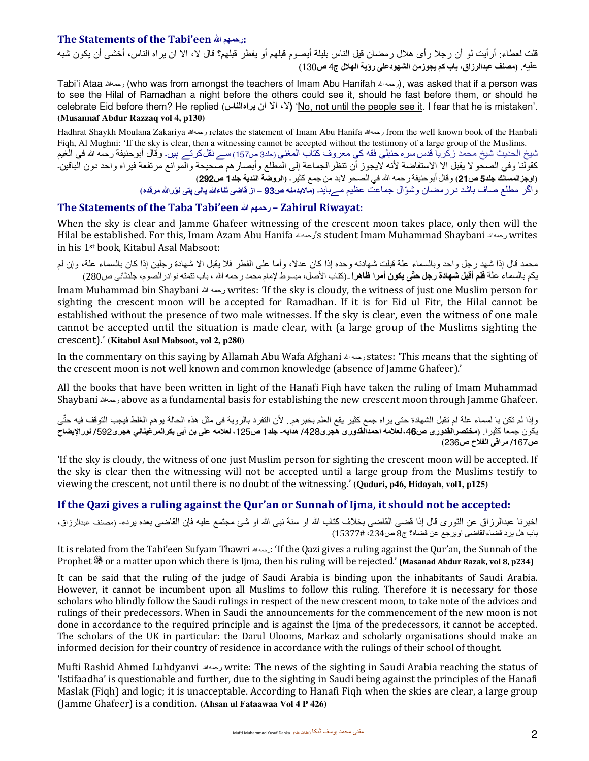### The Statements of the Tabi'een رحمهم الله:

قلت لعطاء: أرأيت لو أن رجلا رأى هلال رمضان قبل الناس بليلة أيصوم قبلهم أو يفطر قبلهم؟ قال لا، الا ان يراه الناس، أخشى أن يكون شبه عليه. **(مصنف عبدالرزاق، باب كم يجوزمن الشهودعلى رؤية الهلال ج4 ص130)**

Tabi'i Ataa رحمهالله (who was from amongst the teachers of Imam Abu Hanifah رحمه الله), was asked that if a person was to see the Hilal of Ramadhan a night before the others could see it, should he fast before them, or should he celebrate Eid before them? He replied **(لا، الا ان يراه الناس)** 'No, not until the people see it. I fear that he is mistaken'. **(Musannaf Abdur Razzaq vol 4, p130)**

Hadhrat Shaykh Moulana Zakariya رحمهالله relates the statement of Imam Abu Hanifa رحمهالله from the well known book of the Hanbali Fiqh, Al Mughni: 'If the sky is clear, then a witnessing cannot be accepted without the testimony of a large group of the Muslims.

شیخ الحدیث شیخ محمد زکریا قدس سرہ حنبلی فقه کی معروف کتاب المغنی (جلد3 ص157) سے نقل کرتے ہیں۔ وقال أبوحنيفة رحمه الله في الغيم كقولنا وفي الصحو لا يقبل الا الاستفاضة لأنه لايجوز أن تنظرالجماعة إلى المطلع وأبصارهم صحيحة والموانع مرتفعة فيراه واحد دون الباقين۔ **(اوجزالمسالك جلد5 ص21)** وقال أبوحنيفة رحمه الله في الصحو لابد من جمع كثير- **(الروضة الندية جلد1 ص292)**

**واگر مطلع صاف باشد دررمضان وشوّال جماعت عظیم مےباید۔ (مالابدمنه ص93 – از قاضی ثناءالله پانی پتی نوّرالله مرقده)**

### The Statements of the Taba Tabi'een رحمهم الله – Zahirul Riwayat:

When the sky is clear and Jamme Ghafeer witnessing of the crescent moon takes place, only then will the Hilal be established. For this, Imam Azam Abu Hanifa رحمهالله's student Imam Muhammad Shaybani رحمهالله writes in his 1st book, Kitabul Asal Mabsoot:

محمد قال إذا شهد رجل واحد وبالسماء علة قبلت شهادته وحده إذا كان عدلا، وأما على الفطر فلا يقبل الا شهادة رجلين إذا كان بالسماء علة، وإن لم يكم بالسماء علة **فلم أقبل شهادة رجل حتّى يكون أمرا ظاهرا** -(كتاب الأصل، مبسوط لإمام محمد رحمه الله ، باب تتمته نوادرالصوم، جلدثانی ص280)

Imam Muhammad bin Shaybani رحمه الله writes: 'If the sky is cloudy, the witness of just one Muslim person for sighting the crescent moon will be accepted for Ramadhan. If it is for Eid ul Fitr, the Hilal cannot be established without the presence of two male witnesses. If the sky is clear, even the witness of one male cannot be accepted until the situation is made clear, with (a large group of the Muslims sighting the crescent).' **(Kitabul Asal Mabsoot, vol 2, p280)**

In the commentary on this saying by Allamah Abu Wafa Afghani رحمه الله states: 'This means that the sighting of the crescent moon is not well known and common knowledge (absence of Jamme Ghafeer).'

All the books that have been written in light of the Hanafi Fiqh have taken the ruling of Imam Muhammad Shaybani رحمهالله above as a fundamental basis for establishing the new crescent moon through Jamme Ghafeer.

وإذا لم تكن با لسماء علة لم تقبل الشهادة حتى يراه جمع كثير يقع العلم بخبرهم.. لأن التفرد بالروية فى مثل هذه الحالة يوهم الغلط فيجب التوقف فيه حتّى يكون جمعا كثيرا. **(مختصرالقدورى ص46،لعلامه احمدالقدورى هجرى428/ هدايه- جلد1 ص125، لعلامه على بن أبى بكرالمرغيناني هجرى592/ نورالإيضاح ص167/ مراقى الفلاح ص236)**

'If the sky is cloudy, the witness of one just Muslim person for sighting the crescent moon will be accepted. If the sky is clear then the witnessing will not be accepted until a large group from the Muslims testify to viewing the crescent, not until there is no doubt of the witnessing.' **(Quduri, p46, Hidayah, vol1, p125)**

## If the Qazi gives a ruling against the Qur'an or Sunnah of Ijma, it should not be accepted:

اخبرنا عبدالرزاق عن الثورى قال إذا قضى القاضى بخلاف كتاب الله او سنة نبى الله او شئ مجتمع عليه فإن القاضى بعده يرده- (مصنف عبدالرزاق، باب هل يرد قضاءالقاضى اويرجع عن قضاه؟ ج8 ص234، #15377)

It is related from the Tabi'een Sufyam Thawri رحمه الله: 'If the Qazi gives a ruling against the Qur'an, the Sunnah of the Prophet ﷺ or a matter upon which there is Ijma, then his ruling will be rejected.' **(Masanad Abdur Razak, vol 8, p234)**

It can be said that the ruling of the judge of Saudi Arabia is binding upon the inhabitants of Saudi Arabia. However, it cannot be incumbent upon all Muslims to follow this ruling. Therefore it is necessary for those scholars who blindly follow the Saudi rulings in respect of the new crescent moon, to take note of the advices and rulings of their predecessors. When in Saudi the announcements for the commencement of the new moon is not done in accordance to the required principle and is against the Ijma of the predecessors, it cannot be accepted. The scholars of the UK in particular: the Darul Ulooms, Markaz and scholarly organisations should make an informed decision for their country of residence in accordance with the rulings of their school of thought.

Mufti Rashid Ahmed Luhdyanvi رحمهالله write: The news of the sighting in Saudi Arabia reaching the status of 'Istifaadha' is questionable and further, due to the sighting in Saudi being against the principles of the Hanafi Maslak (Fiqh) and logic; it is unacceptable. According to Hanafi Fiqh when the skies are clear, a large group (Jamme Ghafeer) is a condition. **(Ahsan ul Fataawaa Vol 4 P 426)**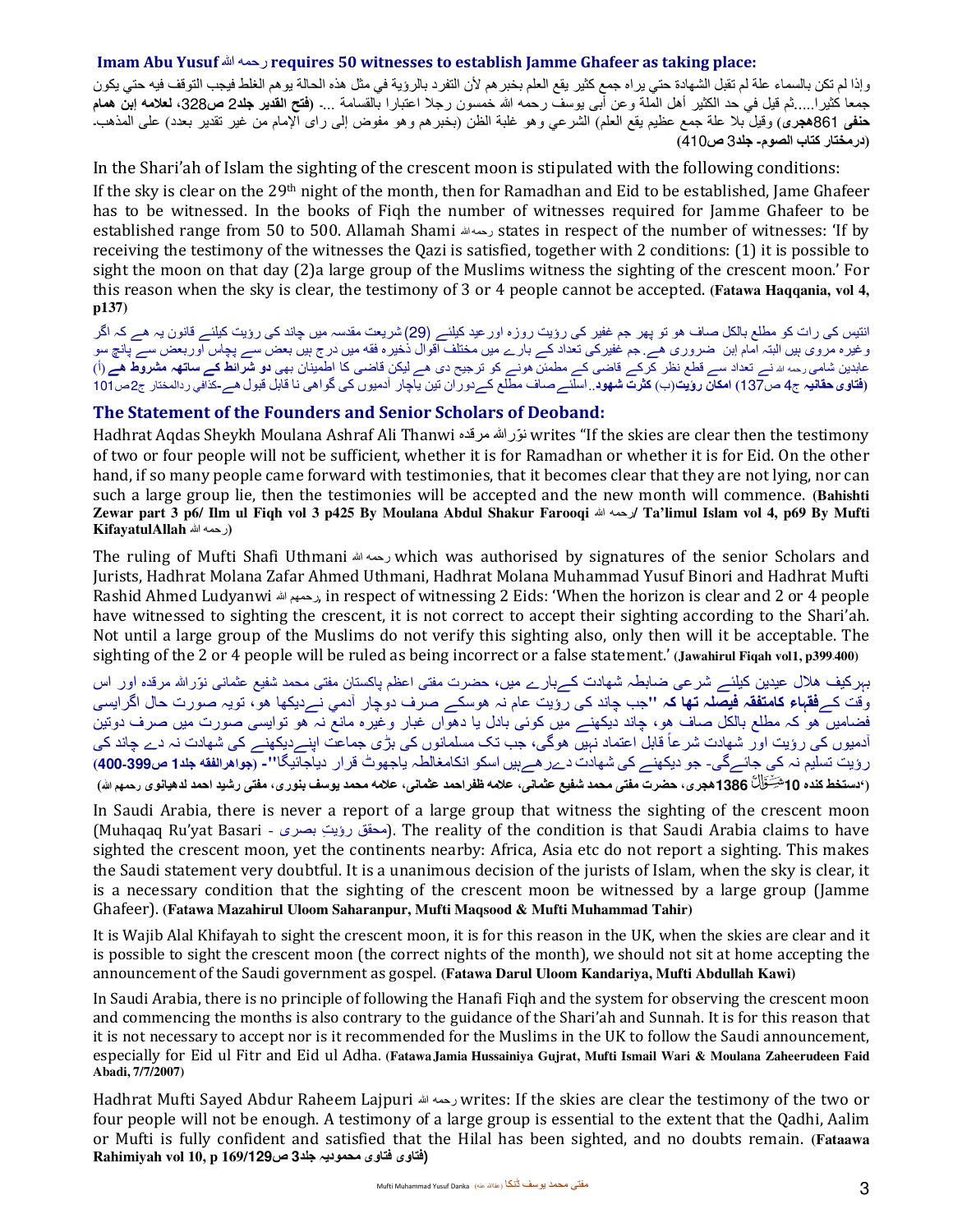### Imam Abu Yusuf رحمه الله requires 50 witnesses to establish Jamme Ghafeer as taking place:

وإذا لم تكن بالسماء علة لم تقبل الشهادة حتي يراه جمع كثير يقع العلم بخبرهم لأن التفرد بالرؤية في مثل هذه الحالة يوهم الغلط فيجب التوقف فيه حتي يكون جمعا كثيرا.....ثم قيل في حد الكثير أهل الملة وعن أبي يوسف رحمه الله خمسون رجلا اعتبارا بالقسامة ... **(فتح القدير جلد2 ص328، لعلامه ابن همام حنفی 861هجری)** وقيل بلا علة جمع عظيم يقع العلم) الشرعي وهو غلبة الظن (بخبرهم وهو مفوض إلى راى الإمام من غير تقدير بعدد) على المذهب. **(درمختار كتاب الصوم- جلد3 ص410)**

In the Shari'ah of Islam the sighting of the crescent moon is stipulated with the following conditions:

If the sky is clear on the 29th night of the month, then for Ramadhan and Eid to be established, Jame Ghafeer has to be witnessed. In the books of Fiqh the number of witnesses required for Jamme Ghafeer to be established range from 50 to 500. Allamah Shami رحمه الله states in respect of the number of witnesses: 'If by receiving the testimony of the witnesses the Qazi is satisfied, together with 2 conditions: (1) it is possible to sight the moon on that day (2)a large group of the Muslims witness the sighting of the crescent moon.' For this reason when the sky is clear, the testimony of 3 or 4 people cannot be accepted. **(Fatawa Haqqania, vol 4, p137)**

انتیس کی رات کو مطلع بالکل صاف ھو تو پھر جم غفیر کی رؤیت روزہ اورعید کیلئے (29) شریعت مقدسہ میں چاند کی رؤیت کیلئے قانون یہ ھے کہ اگر وغیرہ مروی ہیں البتہ امام ابن ضروری ھے۔جم غفیرکی تعداد کے بارے میں مختلف اقوال ذخیرہ فقہ میں درج ہیں بعض سے پچاس اوربعض سے پانچ سو عابدین شامی رحمہ اللہ نے تعداد سے قطع نظر کرکے قاضی کے مطمئن ہونے کو ترجیح دی ھے لیکن قاضی کا اطمینان بھی **دو شرائط کے ساتھ مشروط ھے** (أ) **(فتاوی حقانیہ ج4 ص137) امکان رؤیت(ب) کثرت شھود**۔اسلئے صاف مطلع کےدوران تین یاچار آدمیوں کی گواھی نا قابل قبول ھے۔کذافي ردالمختار ج2ص101

## The Statement of the Founders and Senior Scholars of Deoband:

Hadhrat Aqdas Sheykh Moulana Ashraf Ali Thanwi نوّراللہ مرقدہ writes "If the skies are clear then the testimony of two or four people will not be sufficient, whether it is for Ramadhan or whether it is for Eid. On the other hand, if so many people came forward with testimonies, that it becomes clear that they are not lying, nor can such a large group lie, then the testimonies will be accepted and the new month will commence. **(Bahishti Zewar part 3 p6/ Ilm ul Fiqh vol 3 p425 By Moulana Abdul Shakur Farooqi رحمہ اللہ/ Ta'limul Islam vol 4, p69 By Mufti KifayatulAllah رحمہ اللہ)**

The ruling of Mufti Shafi Uthmani رحمہ اللہ which was authorised by signatures of the senior Scholars and Jurists, Hadhrat Molana Zafar Ahmed Uthmani, Hadhrat Molana Muhammad Yusuf Binori and Hadhrat Mufti Rashid Ahmed Ludyanwi رحمھم اللہ, in respect of witnessing 2 Eids: 'When the horizon is clear and 2 or 4 people have witnessed to sighting the crescent, it is not correct to accept their sighting according to the Shari'ah. Not until a large group of the Muslims do not verify this sighting also, only then will it be acceptable. The sighting of the 2 or 4 people will be ruled as being incorrect or a false statement.' **(Jawahirul Fiqah vol1, p399-400)**

بہرکیف ھلال عیدین کیلئے شرعی ضابطہ شھادت کےبارے میں، حضرت مفتی اعظم پاکستان مفتی محمد شفیع عثمانی نوّراللہ مرقدہ اور اس وقت کے**فقہاء کامتفقہ فیصلہ تھا کہ** "جب چاند کی رؤیت عام نہ ھوسکے صرف دوچار آدمي نےدیکھا ھو، تویہ صورت حال اگرایسی فضامیں ھو کہ مطلع بالکل صاف ھو، چاند دیکھنے میں کوئی بادل یا دھواں غبار وغیرہ مانع نہ ھو توایسی صورت میں صرف دوتین آدمیوں کی رؤیت اور شھادت شرعاً قابل اعتماد نہیں ھوگی، جب تک مسلمانوں کی بڑی جماعت اپنےدیکھنے کی شھادت نہ دے چاند کی رؤیت تسلیم نہ کی جائےگی- جو دیکھنے کی شھادت دےرھےہیں اسکو انکامغالطہ یاجھوٹ قرار دیاجائیگا"- **(جواھرالفقہ جلد1 ص399-400)**

**("دستخط کندہ 10شوال 1386ھجری، حضرت مفتی محمد شفیع عثمانی، علامہ ظفراحمد عثمانی، علامہ محمد یوسف بنوری، مفتی رشید احمد لدھیانوی رحمھم اللہ)**

In Saudi Arabia, there is never a report of a large group that witness the sighting of the crescent moon (Muhaqaq Ru'yat Basari - محقق رؤیتِ بصری). The reality of the condition is that Saudi Arabia claims to have sighted the crescent moon, yet the continents nearby: Africa, Asia etc do not report a sighting. This makes the Saudi statement very doubtful. It is a unanimous decision of the jurists of Islam, when the sky is clear, it is a necessary condition that the sighting of the crescent moon be witnessed by a large group (Jamme Ghafeer). **(Fatawa Mazahirul Uloom Saharanpur, Mufti Maqsood & Mufti Muhammad Tahir)**

It is Wajib Alal Khifayah to sight the crescent moon, it is for this reason in the UK, when the skies are clear and it is possible to sight the crescent moon (the correct nights of the month), we should not sit at home accepting the announcement of the Saudi government as gospel. **(Fatawa Darul Uloom Kandariya, Mufti Abdullah Kawi)**

In Saudi Arabia, there is no principle of following the Hanafi Fiqh and the system for observing the crescent moon and commencing the months is also contrary to the guidance of the Shari'ah and Sunnah. It is for this reason that it is not necessary to accept nor is it recommended for the Muslims in the UK to follow the Saudi announcement, especially for Eid ul Fitr and Eid ul Adha. **(Fatawa Jamia Hussainiya Gujrat, Mufti Ismail Wari & Moulana Zaheerudeen Faid Abadi, 7/7/2007)**

Hadhrat Mufti Sayed Abdur Raheem Lajpuri رحمہ اللہ writes: If the skies are clear the testimony of the two or four people will not be enough. A testimony of a large group is essential to the extent that the Qadhi, Aalim or Mufti is fully confident and satisfied that the Hilal has been sighted, and no doubts remain. **(Fataawa Rahimiyah vol 10, p 169/129 (فتاوی فتاوی محمودیہ جلد3 ص129)**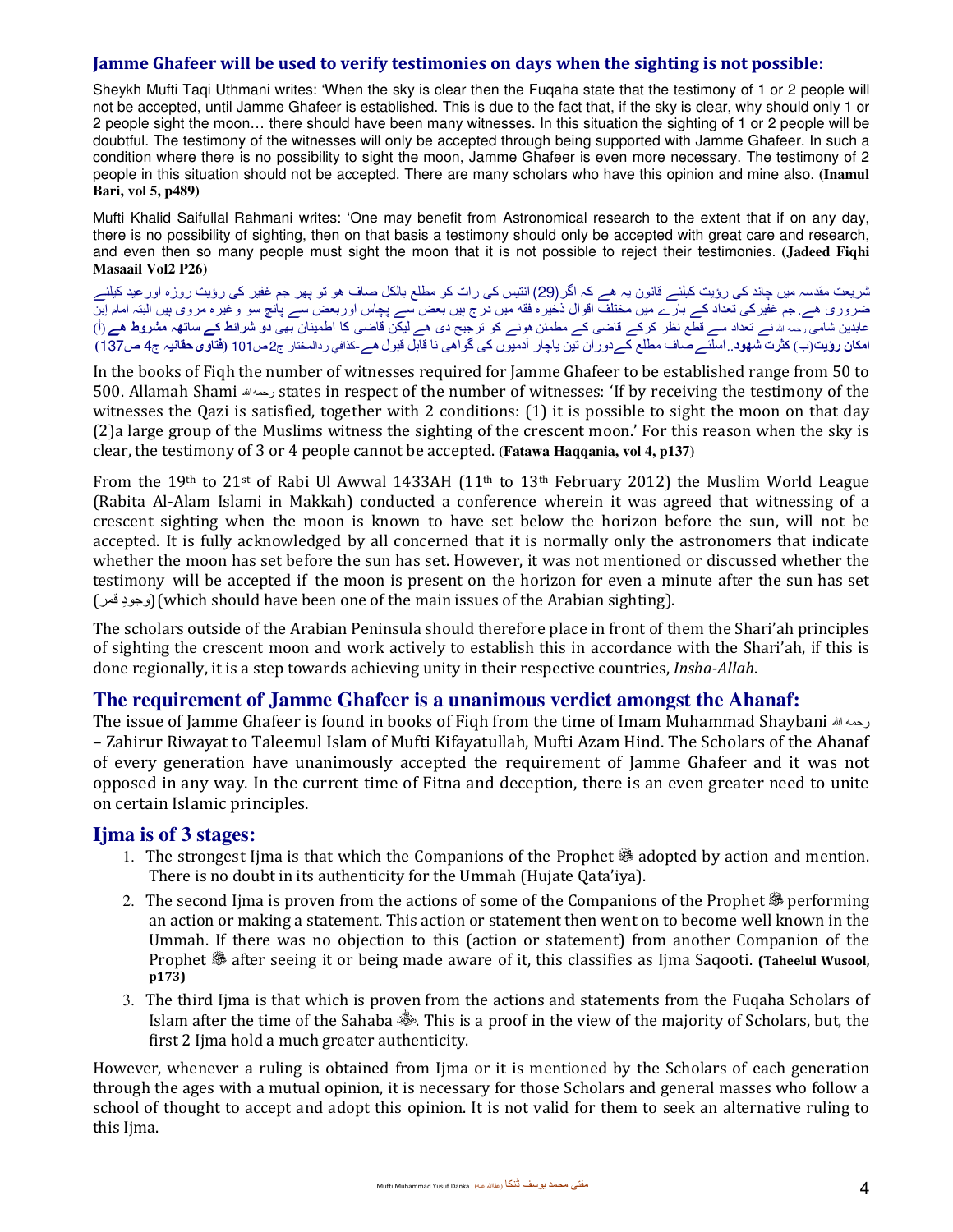## Jamme Ghafeer will be used to verify testimonies on days when the sighting is not possible:

Sheykh Mufti Taqi Uthmani writes: 'When the sky is clear then the Fuqaha state that the testimony of 1 or 2 people will not be accepted, until Jamme Ghafeer is established. This is due to the fact that, if the sky is clear, why should only 1 or 2 people sight the moon… there should have been many witnesses. In this situation the sighting of 1 or 2 people will be doubtful. The testimony of the witnesses will only be accepted through being supported with Jamme Ghafeer. In such a condition where there is no possibility to sight the moon, Jamme Ghafeer is even more necessary. The testimony of 2 people in this situation should not be accepted. There are many scholars who have this opinion and mine also. **(Inamul Bari, vol 5, p489)**

Mufti Khalid Saifullal Rahmani writes: 'One may benefit from Astronomical research to the extent that if on any day, there is no possibility of sighting, then on that basis a testimony should only be accepted with great care and research, and even then so many people must sight the moon that it is not possible to reject their testimonies. **(Jadeed Fiqhi Masaail Vol2 P26)**

شریعت مقدسہ میں چاند کی رؤیت کیلئے قانون یہ ہے کہ اگر(29) انتیس کی رات کو مطلع بالکل صاف ہو تو پھر جم غفیر کی رؤیت روزہ اورعید کیلئے ضروری ہے۔ جم غفیرکی تعداد کے بارے میں مختلف اقوال ذخیرہ فقہ میں درج ہیں بعض سے پچاس اوربعض سے پانچ سو وغیرہ مروی ہیں البتہ امام ابن عابدین شامی رحمہ اللہ نے تعداد سے قطع نظر کرکے قاضی کے مطمئن ہونے کو ترجیح دی ہے لیکن قاضی کا اطمینان بھی **دو شرائط کے ساتھہ مشروط ہے** (أ) **امکان رؤیت**(ب) **کثرت شهود**..اسلئے صاف مطلع کےدوران تین یاچار آدمیوں کی گواهی نا قابل قبول ہے-کذافی ردالمختار ج2ص101 **(فتاوی حقانیہ** ج4 ص137)

In the books of Fiqh the number of witnesses required for Jamme Ghafeer to be established range from 50 to 500. Allamah Shami رحمہ اللہ states in respect of the number of witnesses: 'If by receiving the testimony of the witnesses the Qazi is satisfied, together with 2 conditions: (1) it is possible to sight the moon on that day (2)a large group of the Muslims witness the sighting of the crescent moon.' For this reason when the sky is clear, the testimony of 3 or 4 people cannot be accepted. **(Fatawa Haqqania, vol 4, p137)**

From the 19th to 21st of Rabi Ul Awwal 1433AH (11th to 13th February 2012) the Muslim World League (Rabita Al-Alam Islami in Makkah) conducted a conference wherein it was agreed that witnessing of a crescent sighting when the moon is known to have set below the horizon before the sun, will not be accepted. It is fully acknowledged by all concerned that it is normally only the astronomers that indicate whether the moon has set before the sun has set. However, it was not mentioned or discussed whether the testimony will be accepted if the moon is present on the horizon for even a minute after the sun has set (وجودِ قمر) (which should have been one of the main issues of the Arabian sighting).

The scholars outside of the Arabian Peninsula should therefore place in front of them the Shari'ah principles of sighting the crescent moon and work actively to establish this in accordance with the Shari'ah, if this is done regionally, it is a step towards achieving unity in their respective countries, *Insha-Allah*.

## The requirement of Jamme Ghafeer is a unanimous verdict amongst the Ahanaf:

The issue of Jamme Ghafeer is found in books of Fiqh from the time of Imam Muhammad Shaybani رحمہ اللہ – Zahirur Riwayat to Taleemul Islam of Mufti Kifayatullah, Mufti Azam Hind. The Scholars of the Ahanaf of every generation have unanimously accepted the requirement of Jamme Ghafeer and it was not opposed in any way. In the current time of Fitna and deception, there is an even greater need to unite on certain Islamic principles.

## Ijma is of 3 stages:

1. The strongest Ijma is that which the Companions of the Prophet ﷺ adopted by action and mention. There is no doubt in its authenticity for the Ummah (Hujate Qata'iya).
2. The second Ijma is proven from the actions of some of the Companions of the Prophet ﷺ performing an action or making a statement. This action or statement then went on to become well known in the Ummah. If there was no objection to this (action or statement) from another Companion of the Prophet ﷺ after seeing it or being made aware of it, this classifies as Ijma Saqooti. **(Taheelul Wusool, p173)**
3. The third Ijma is that which is proven from the actions and statements from the Fuqaha Scholars of Islam after the time of the Sahaba ﷺ. This is a proof in the view of the majority of Scholars, but, the first 2 Ijma hold a much greater authenticity.

However, whenever a ruling is obtained from Ijma or it is mentioned by the Scholars of each generation through the ages with a mutual opinion, it is necessary for those Scholars and general masses who follow a school of thought to accept and adopt this opinion. It is not valid for them to seek an alternative ruling to this Ijma.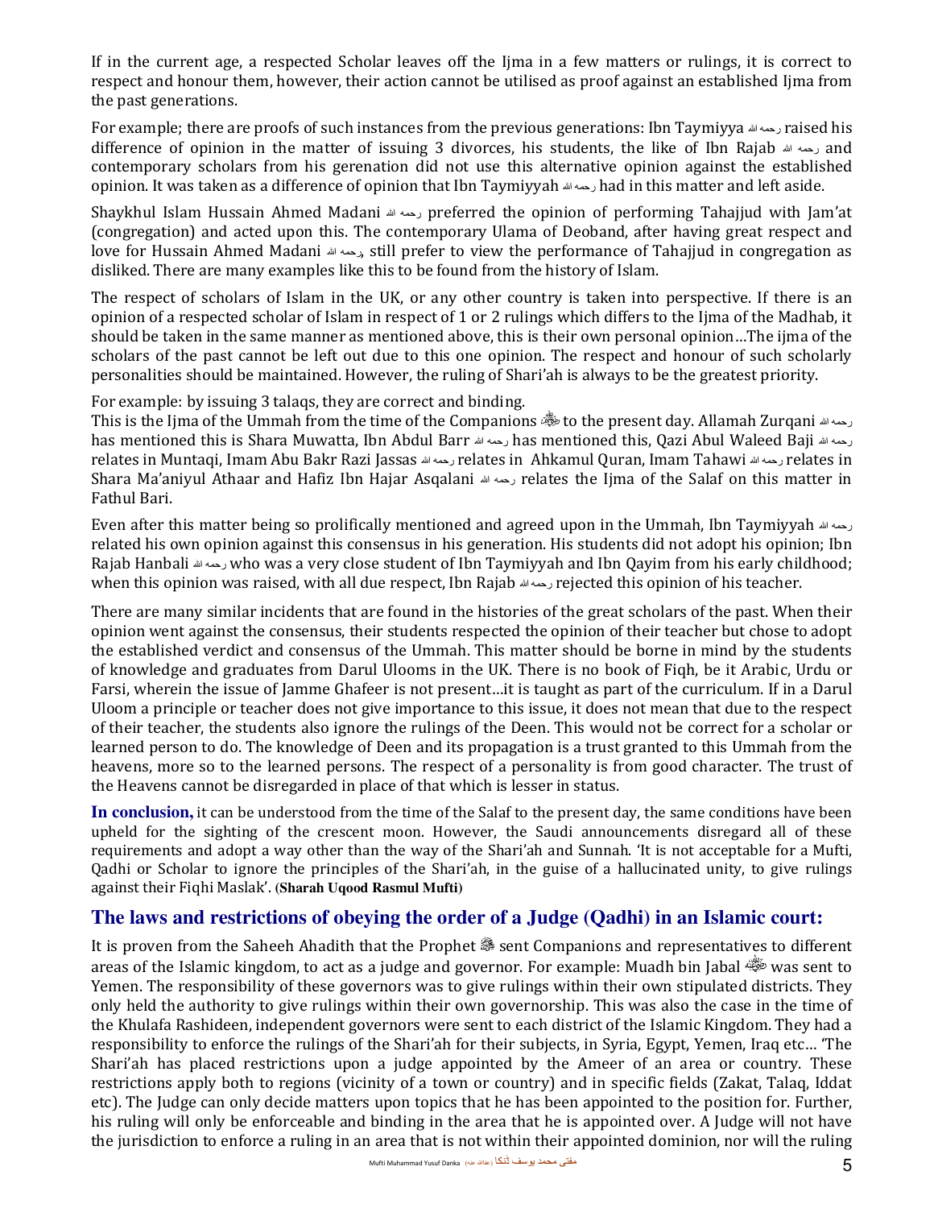If in the current age, a respected Scholar leaves off the Ijma in a few matters or rulings, it is correct to respect and honour them, however, their action cannot be utilised as proof against an established Ijma from the past generations.

For example; there are proofs of such instances from the previous generations: Ibn Taymiyya رحمه الله raised his difference of opinion in the matter of issuing 3 divorces, his students, the like of Ibn Rajab رحمه الله and contemporary scholars from his gereration did not use this alternative opinion against the established opinion. It was taken as a difference of opinion that Ibn Taymiyyah رحمه الله had in this matter and left aside.

Shaykhul Islam Hussain Ahmed Madani رحمه الله preferred the opinion of performing Tahajjud with Jam'at (congregation) and acted upon this. The contemporary Ulama of Deoband, after having great respect and love for Hussain Ahmed Madani رحمه الله, still prefer to view the performance of Tahajjud in congregation as disliked. There are many examples like this to be found from the history of Islam.

The respect of scholars of Islam in the UK, or any other country is taken into perspective. If there is an opinion of a respected scholar of Islam in respect of 1 or 2 rulings which differs to the Ijma of the Madhab, it should be taken in the same manner as mentioned above, this is their own personal opinion…The ijma of the scholars of the past cannot be left out due to this one opinion. The respect and honour of such scholarly personalities should be maintained. However, the ruling of Shari'ah is always to be the greatest priority.

For example: by issuing 3 talaqs, they are correct and binding.
This is the Ijma of the Ummah from the time of the Companions ﷺ to the present day. Allamah Zurqani رحمه الله has mentioned this is Shara Muwatta, Ibn Abdul Barr رحمه الله has mentioned this, Qazi Abul Waleed Baji رحمه الله relates in Muntaqi, Imam Abu Bakr Razi Jassas رحمه الله relates in Ahkamul Quran, Imam Tahawi رحمه الله relates in Shara Ma'aniyul Athaar and Hafiz Ibn Hajar Asqalani رحمه الله relates the Ijma of the Salaf on this matter in Fathul Bari.

Even after this matter being so prolifically mentioned and agreed upon in the Ummah, Ibn Taymiyyah رحمه الله related his own opinion against this consensus in his generation. His students did not adopt his opinion; Ibn Rajab Hanbali رحمه الله who was a very close student of Ibn Taymiyyah and Ibn Qayim from his early childhood; when this opinion was raised, with all due respect, Ibn Rajab رحمه الله rejected this opinion of his teacher.

There are many similar incidents that are found in the histories of the great scholars of the past. When their opinion went against the consensus, their students respected the opinion of their teacher but chose to adopt the established verdict and consensus of the Ummah. This matter should be borne in mind by the students of knowledge and graduates from Darul Ulooms in the UK. There is no book of Fiqh, be it Arabic, Urdu or Farsi, wherein the issue of Jamme Ghafeer is not present…it is taught as part of the curriculum. If in a Darul Uloom a principle or teacher does not give importance to this issue, it does not mean that due to the respect of their teacher, the students also ignore the rulings of the Deen. This would not be correct for a scholar or learned person to do. The knowledge of Deen and its propagation is a trust granted to this Ummah from the heavens, more so to the learned persons. The respect of a personality is from good character. The trust of the Heavens cannot be disregarded in place of that which is lesser in status.

**In conclusion,** it can be understood from the time of the Salaf to the present day, the same conditions have been upheld for the sighting of the crescent moon. However, the Saudi announcements disregard all of these requirements and adopt a way other than the way of the Shari'ah and Sunnah. 'It is not acceptable for a Mufti, Qadhi or Scholar to ignore the principles of the Shari'ah, in the guise of a hallucinated unity, to give rulings against their Fiqhi Maslak'. **(Sharah Uqood Rasmul Mufti)**

## The laws and restrictions of obeying the order of a Judge (Qadhi) in an Islamic court:

It is proven from the Saheeh Ahadith that the Prophet ﷺ sent Companions and representatives to different areas of the Islamic kingdom, to act as a judge and governor. For example: Muadh bin Jabal رضي الله عنه was sent to Yemen. The responsibility of these governors was to give rulings within their own stipulated districts. They only held the authority to give rulings within their own governorship. This was also the case in the time of the Khulafa Rashideen, independent governors were sent to each district of the Islamic Kingdom. They had a responsibility to enforce the rulings of the Shari'ah for their subjects, in Syria, Egypt, Yemen, Iraq etc… 'The Shari'ah has placed restrictions upon a judge appointed by the Ameer of an area or country. These restrictions apply both to regions (vicinity of a town or country) and in specific fields (Zakat, Talaq, Iddat etc). The Judge can only decide matters upon topics that he has been appointed to the position for. Further, his ruling will only be enforceable and binding in the area that he is appointed over. A Judge will not have the jurisdiction to enforce a ruling in an area that is not within their appointed dominion, nor will the ruling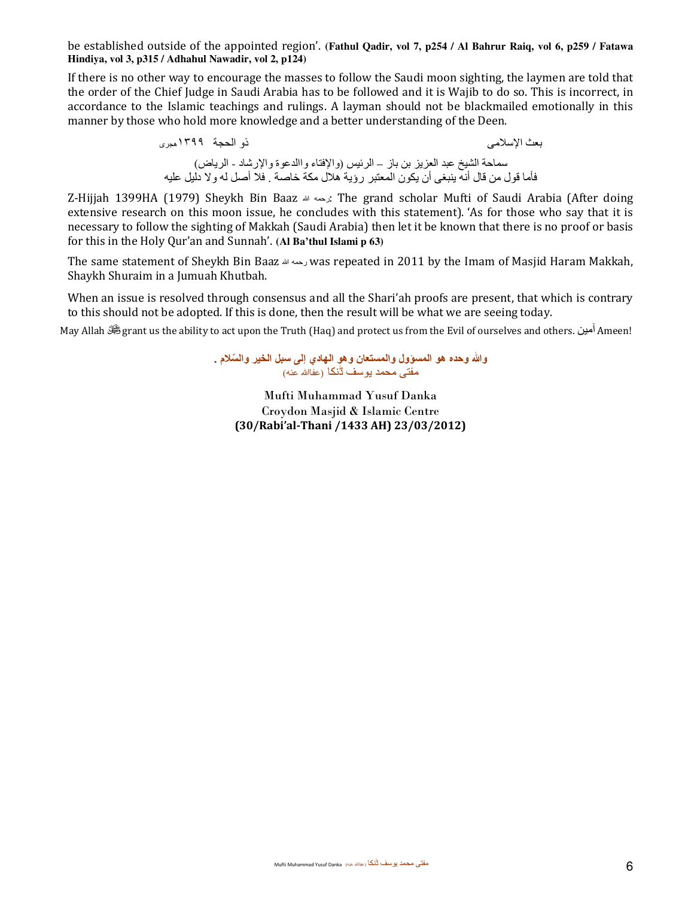be established outside of the appointed region'. **(Fathul Qadir, vol 7, p254 / Al Bahrur Raiq, vol 6, p259 / Fatawa Hindiya, vol 3, p315 / Adhahul Nawadir, vol 2, p124)**

If there is no other way to encourage the masses to follow the Saudi moon sighting, the laymen are told that the order of the Chief Judge in Saudi Arabia has to be followed and it is Wajib to do so. This is incorrect, in accordance to the Islamic teachings and rulings. A layman should not be blackmailed emotionally in this manner by those who hold more knowledge and a better understanding of the Deen.

بعث الإسلامى ذو الحجة ١٣٩٩هجرى

سماحة الشيخ عبد العزيز بن باز – الرئيس (والإفتاء واالدعوة والإرشاد - الرياض)

فأما قول من قال أنه ينبغى أن يكون المعتبر رؤية هلال مكة خاصة . فلا أصل له ولا دليل عليه

Z-Hijjah 1399HA (1979) Sheykh Bin Baaz رحمه الله: The grand scholar Mufti of Saudi Arabia (After doing extensive research on this moon issue, he concludes with this statement). 'As for those who say that it is necessary to follow the sighting of Makkah (Saudi Arabia) then let it be known that there is no proof or basis for this in the Holy Qur'an and Sunnah'. **(Al Ba'thul Islami p 63)**

The same statement of Sheykh Bin Baaz رحمه الله was repeated in 2011 by the Imam of Masjid Haram Makkah, Shaykh Shuraim in a Jumuah Khutbah.

When an issue is resolved through consensus and all the Shari'ah proofs are present, that which is contrary to this should not be adopted. If this is done, then the result will be what we are seeing today.

May Allah ﷻ grant us the ability to act upon the Truth (Haq) and protect us from the Evil of ourselves and others. آمين Ameen!

**والله وحده هو المسؤول والمستعان وهو الهادي إلى سبل الخير والسّلام .**

مفتى محمد يوسف ڈنکا (عفاالله عنه)

Mufti Muhammad Yusuf Danka
Croydon Masjid & Islamic Centre
**(30/Rabi'al-Thani /1433 AH) 23/03/2012)**